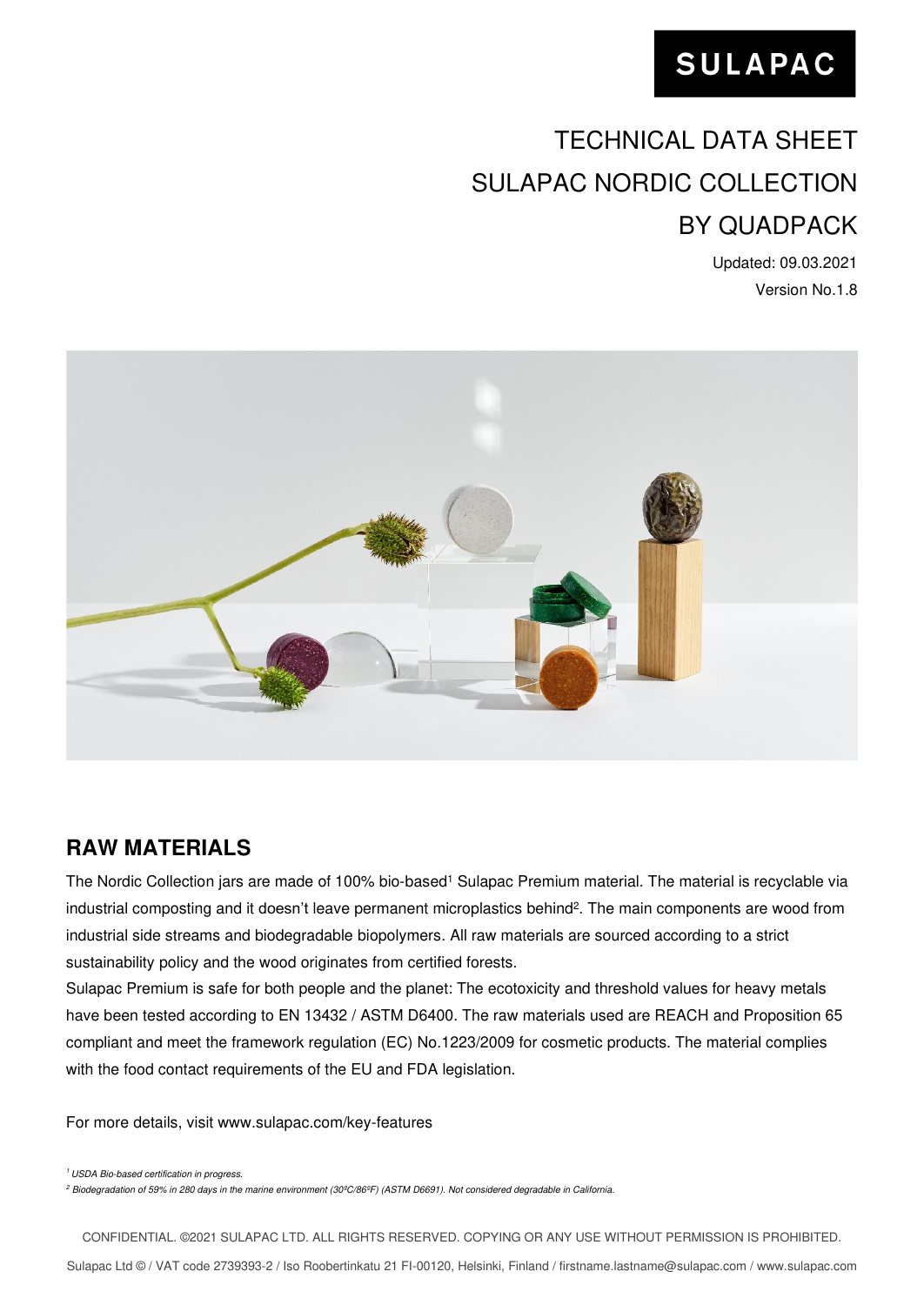SULAPAC

# TECHNICAL DATA SHEET
# SULAPAC NORDIC COLLECTION BY QUADPACK

Updated: 09.03.2021

Version No.1.8

## RAW MATERIALS

The Nordic Collection jars are made of 100% bio-based[1] Sulapac Premium material. The material is recyclable via industrial composting and it doesn't leave permanent microplastics behind[2]. The main components are wood from industrial side streams and biodegradable biopolymers. All raw materials are sourced according to a strict sustainability policy and the wood originates from certified forests.

Sulapac Premium is safe for both people and the planet: The ecotoxicity and threshold values for heavy metals have been tested according to EN 13432 / ASTM D6400. The raw materials used are REACH and Proposition 65 compliant and meet the framework regulation (EC) No.1223/2009 for cosmetic products. The material complies with the food contact requirements of the EU and FDA legislation.

For more details, visit www.sulapac.com/key-features

*[1] USDA Bio-based certification in progress.*

*[2] Biodegradation of 59% in 280 days in the marine environment (30ºC/86ºF) (ASTM D6691). Not considered degradable in California.*

CONFIDENTIAL. ©2021 SULAPAC LTD. ALL RIGHTS RESERVED. COPYING OR ANY USE WITHOUT PERMISSION IS PROHIBITED.

Sulapac Ltd © / VAT code 2739393-2 / Iso Roobertinkatu 21 FI-00120, Helsinki, Finland / firstname.lastname@sulapac.com / www.sulapac.com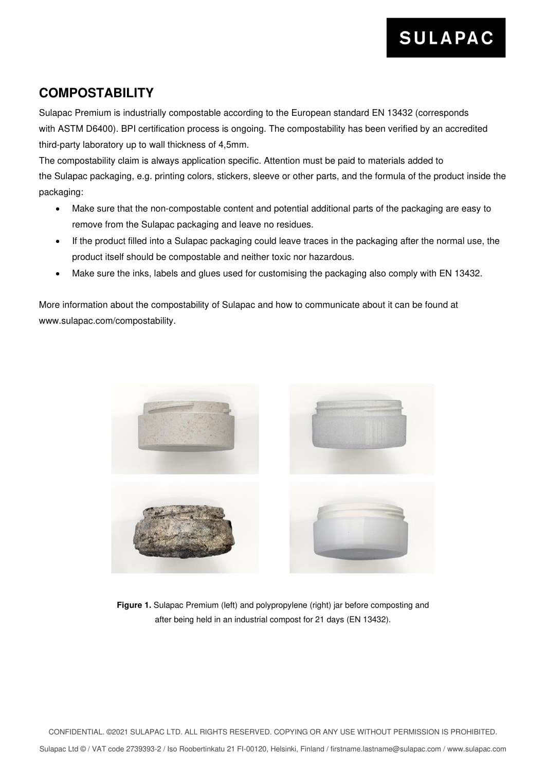## COMPOSTABILITY

Sulapac Premium is industrially compostable according to the European standard EN 13432 (corresponds with ASTM D6400). BPI certification process is ongoing. The compostability has been verified by an accredited third-party laboratory up to wall thickness of 4,5mm.

The compostability claim is always application specific. Attention must be paid to materials added to the Sulapac packaging, e.g. printing colors, stickers, sleeve or other parts, and the formula of the product inside the packaging:

- Make sure that the non-compostable content and potential additional parts of the packaging are easy to remove from the Sulapac packaging and leave no residues.
- If the product filled into a Sulapac packaging could leave traces in the packaging after the normal use, the product itself should be compostable and neither toxic nor hazardous.
- Make sure the inks, labels and glues used for customising the packaging also comply with EN 13432.

More information about the compostability of Sulapac and how to communicate about it can be found at www.sulapac.com/compostability.

**Figure 1.** Sulapac Premium (left) and polypropylene (right) jar before composting and after being held in an industrial compost for 21 days (EN 13432).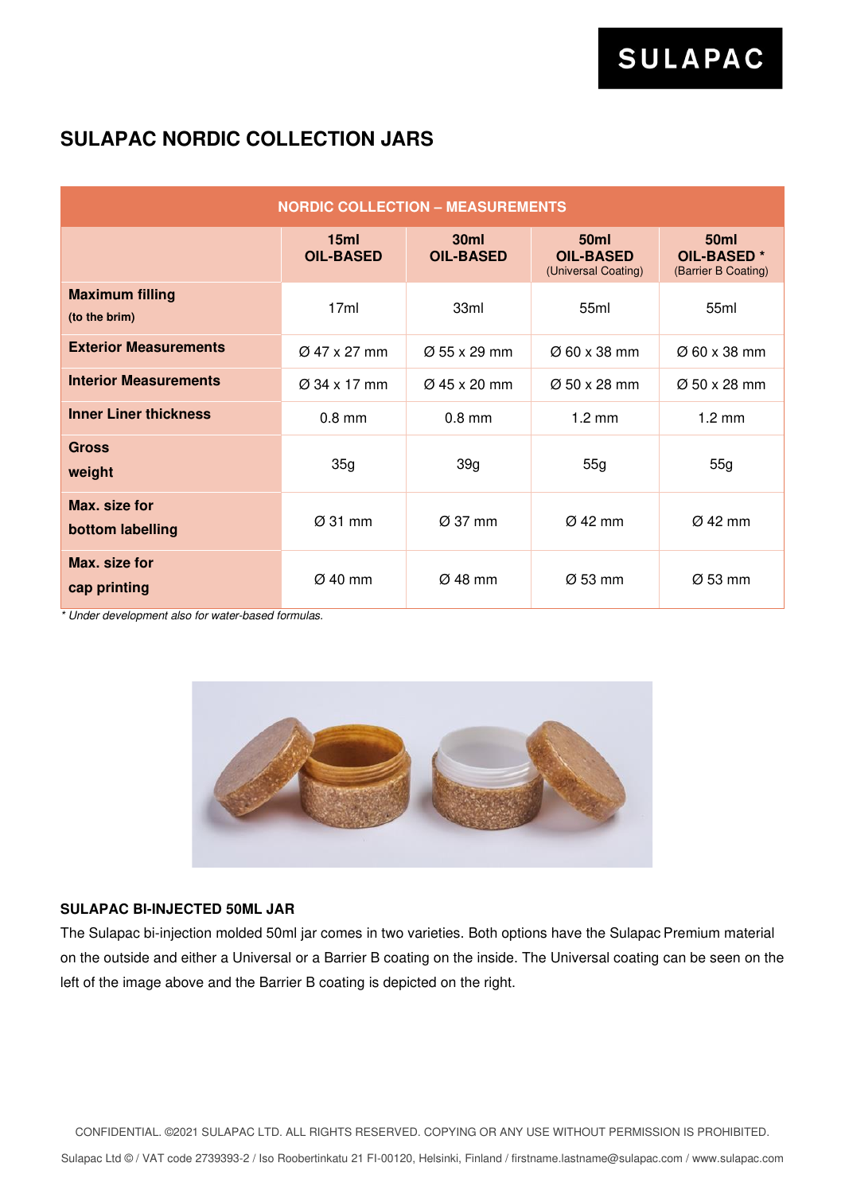## SULAPAC NORDIC COLLECTION JARS

| NORDIC COLLECTION – MEASUREMENTS | | | | |
|---|---|---|---|---|
| | **15ml OIL-BASED** | **30ml OIL-BASED** | **50ml OIL-BASED** (Universal Coating) | **50ml OIL-BASED *** (Barrier B Coating) |
| **Maximum filling** (to the brim) | 17ml | 33ml | 55ml | 55ml |
| **Exterior Measurements** | Ø 47 x 27 mm | Ø 55 x 29 mm | Ø 60 x 38 mm | Ø 60 x 38 mm |
| **Interior Measurements** | Ø 34 x 17 mm | Ø 45 x 20 mm | Ø 50 x 28 mm | Ø 50 x 28 mm |
| **Inner Liner thickness** | 0.8 mm | 0.8 mm | 1.2 mm | 1.2 mm |
| **Gross weight** | 35g | 39g | 55g | 55g |
| **Max. size for bottom labelling** | Ø 31 mm | Ø 37 mm | Ø 42 mm | Ø 42 mm |
| **Max. size for cap printing** | Ø 40 mm | Ø 48 mm | Ø 53 mm | Ø 53 mm |

*\* Under development also for water-based formulas.*

**SULAPAC BI-INJECTED 50ML JAR**

The Sulapac bi-injection molded 50ml jar comes in two varieties. Both options have the Sulapac Premium material on the outside and either a Universal or a Barrier B coating on the inside. The Universal coating can be seen on the left of the image above and the Barrier B coating is depicted on the right.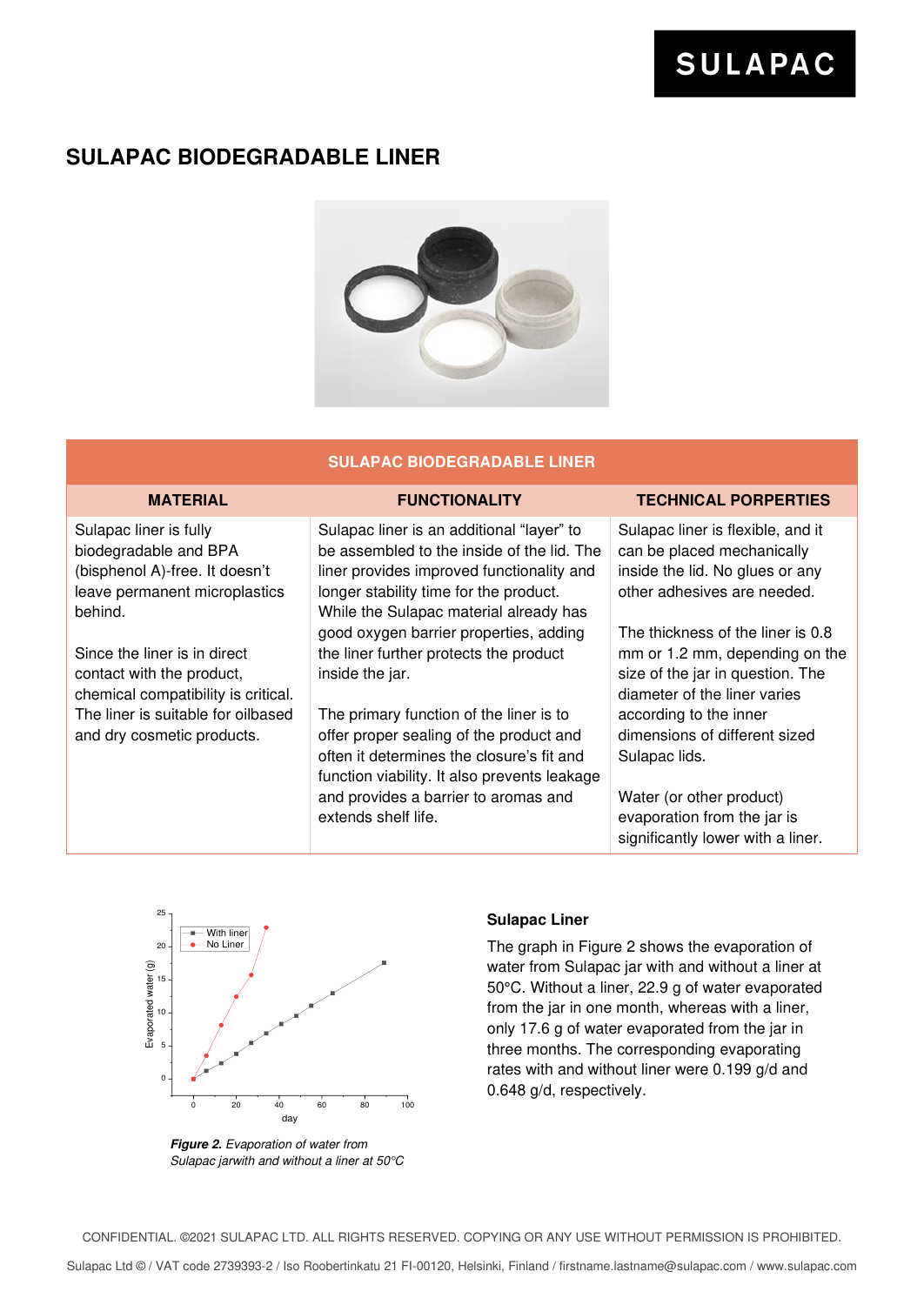## SULAPAC BIODEGRADABLE LINER

| SULAPAC BIODEGRADABLE LINER | | |
|---|---|---|
| **MATERIAL** | **FUNCTIONALITY** | **TECHNICAL PORPERTIES** |
| Sulapac liner is fully biodegradable and BPA (bisphenol A)-free. It doesn't leave permanent microplastics behind.<br><br>Since the liner is in direct contact with the product, chemical compatibility is critical. The liner is suitable for oilbased and dry cosmetic products. | Sulapac liner is an additional "layer" to be assembled to the inside of the lid. The liner provides improved functionality and longer stability time for the product. While the Sulapac material already has good oxygen barrier properties, adding the liner further protects the product inside the jar.<br><br>The primary function of the liner is to offer proper sealing of the product and often it determines the closure's fit and function viability. It also prevents leakage and provides a barrier to aromas and extends shelf life. | Sulapac liner is flexible, and it can be placed mechanically inside the lid. No glues or any other adhesives are needed.<br><br>The thickness of the liner is 0.8 mm or 1.2 mm, depending on the size of the jar in question. The diameter of the liner varies according to the inner dimensions of different sized Sulapac lids.<br><br>Water (or other product) evaporation from the jar is significantly lower with a liner. |

***Figure 2.*** *Evaporation of water from Sulapac jarwith and without a liner at 50°C*

**Sulapac Liner**

The graph in Figure 2 shows the evaporation of water from Sulapac jar with and without a liner at 50°C. Without a liner, 22.9 g of water evaporated from the jar in one month, whereas with a liner, only 17.6 g of water evaporated from the jar in three months. The corresponding evaporating rates with and without liner were 0.199 g/d and 0.648 g/d, respectively.

CONFIDENTIAL. ©2021 SULAPAC LTD. ALL RIGHTS RESERVED. COPYING OR ANY USE WITHOUT PERMISSION IS PROHIBITED.

Sulapac Ltd © / VAT code 2739393-2 / Iso Roobertinkatu 21 FI-00120, Helsinki, Finland / firstname.lastname@sulapac.com / www.sulapac.com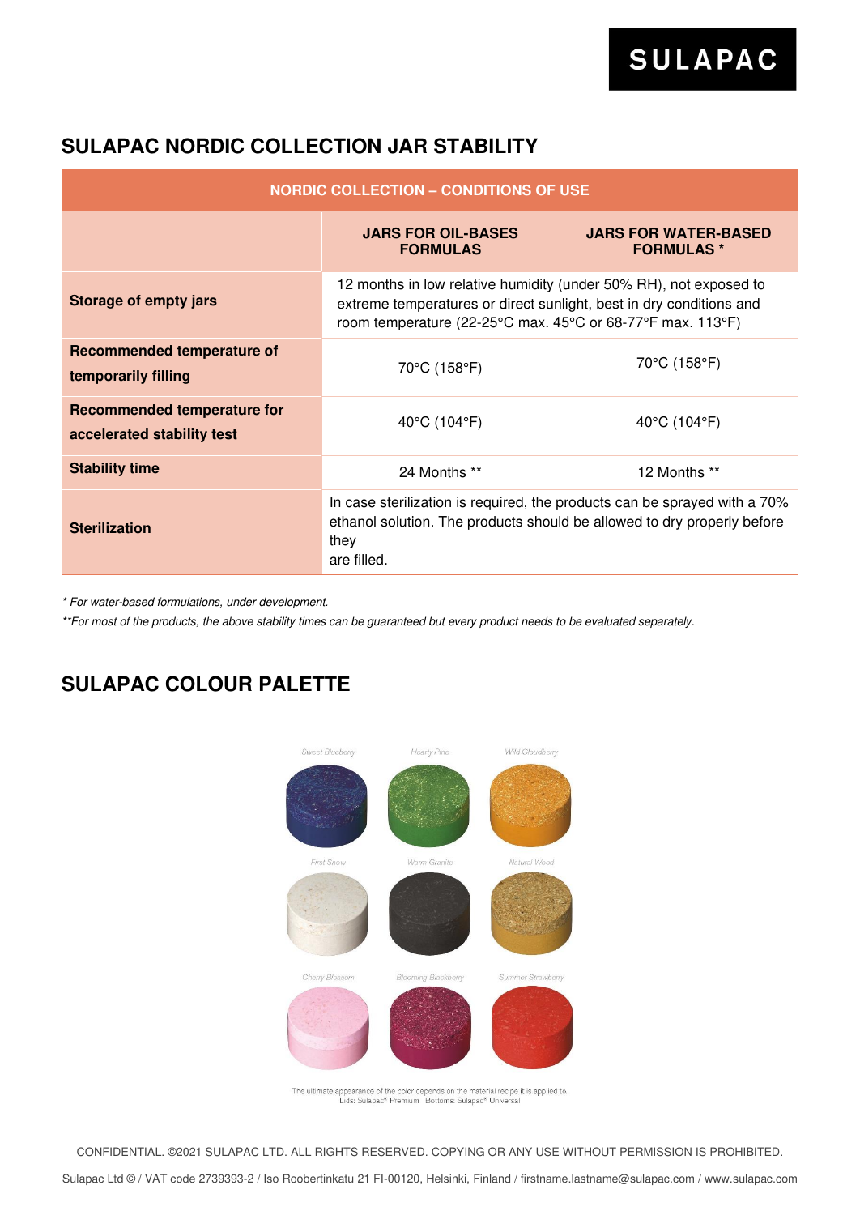SULAPAC

## SULAPAC NORDIC COLLECTION JAR STABILITY

| NORDIC COLLECTION – CONDITIONS OF USE | | |
|---|---|---|
| | **JARS FOR OIL-BASES FORMULAS** | **JARS FOR WATER-BASED FORMULAS \*** |
| **Storage of empty jars** | 12 months in low relative humidity (under 50% RH), not exposed to extreme temperatures or direct sunlight, best in dry conditions and room temperature (22-25°C max. 45°C or 68-77°F max. 113°F) | |
| **Recommended temperature of temporarily filling** | 70°C (158°F) | 70°C (158°F) |
| **Recommended temperature for accelerated stability test** | 40°C (104°F) | 40°C (104°F) |
| **Stability time** | 24 Months ** | 12 Months ** |
| **Sterilization** | In case sterilization is required, the products can be sprayed with a 70% ethanol solution. The products should be allowed to dry properly before they are filled. | |

*\* For water-based formulations, under development.*

*\*\*For most of the products, the above stability times can be guaranteed but every product needs to be evaluated separately.*

## SULAPAC COLOUR PALETTE

Sweet Blueberry
Hearty Pine
Wild Cloudberry
First Snow
Warm Granite
Natural Wood
Cherry Blossom
Blooming Blackberry
Summer Strawberry

The ultimate appearance of the color depends on the material recipe it is applied to.
Lids: Sulapac® Premium Bottoms: Sulapac® Universal

CONFIDENTIAL. ©2021 SULAPAC LTD. ALL RIGHTS RESERVED. COPYING OR ANY USE WITHOUT PERMISSION IS PROHIBITED.

Sulapac Ltd © / VAT code 2739393-2 / Iso Roobertinkatu 21 FI-00120, Helsinki, Finland / firstname.lastname@sulapac.com / www.sulapac.com